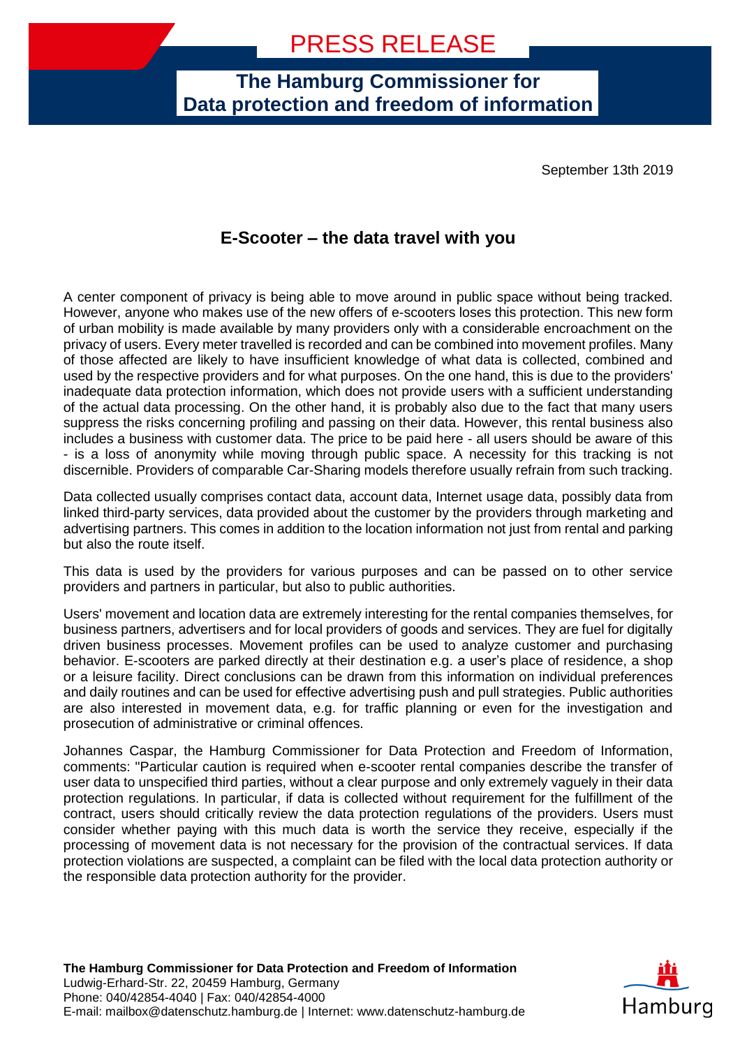# PRESS RELEASE

**The Hamburg Commissioner for Data protection and freedom of information**

September 13th 2019

## E-Scooter – the data travel with you

A center component of privacy is being able to move around in public space without being tracked. However, anyone who makes use of the new offers of e-scooters loses this protection. This new form of urban mobility is made available by many providers only with a considerable encroachment on the privacy of users. Every meter travelled is recorded and can be combined into movement profiles. Many of those affected are likely to have insufficient knowledge of what data is collected, combined and used by the respective providers and for what purposes. On the one hand, this is due to the providers' inadequate data protection information, which does not provide users with a sufficient understanding of the actual data processing. On the other hand, it is probably also due to the fact that many users suppress the risks concerning profiling and passing on their data. However, this rental business also includes a business with customer data. The price to be paid here - all users should be aware of this - is a loss of anonymity while moving through public space. A necessity for this tracking is not discernible. Providers of comparable Car-Sharing models therefore usually refrain from such tracking.

Data collected usually comprises contact data, account data, Internet usage data, possibly data from linked third-party services, data provided about the customer by the providers through marketing and advertising partners. This comes in addition to the location information not just from rental and parking but also the route itself.

This data is used by the providers for various purposes and can be passed on to other service providers and partners in particular, but also to public authorities.

Users' movement and location data are extremely interesting for the rental companies themselves, for business partners, advertisers and for local providers of goods and services. They are fuel for digitally driven business processes. Movement profiles can be used to analyze customer and purchasing behavior. E-scooters are parked directly at their destination e.g. a user's place of residence, a shop or a leisure facility. Direct conclusions can be drawn from this information on individual preferences and daily routines and can be used for effective advertising push and pull strategies. Public authorities are also interested in movement data, e.g. for traffic planning or even for the investigation and prosecution of administrative or criminal offences.

Johannes Caspar, the Hamburg Commissioner for Data Protection and Freedom of Information, comments: "Particular caution is required when e-scooter rental companies describe the transfer of user data to unspecified third parties, without a clear purpose and only extremely vaguely in their data protection regulations. In particular, if data is collected without requirement for the fulfillment of the contract, users should critically review the data protection regulations of the providers. Users must consider whether paying with this much data is worth the service they receive, especially if the processing of movement data is not necessary for the provision of the contractual services. If data protection violations are suspected, a complaint can be filed with the local data protection authority or the responsible data protection authority for the provider.

**The Hamburg Commissioner for Data Protection and Freedom of Information**
Ludwig-Erhard-Str. 22, 20459 Hamburg, Germany
Phone: 040/42854-4040 | Fax: 040/42854-4000
E-mail: mailbox@datenschutz.hamburg.de | Internet: www.datenschutz-hamburg.de

Hamburg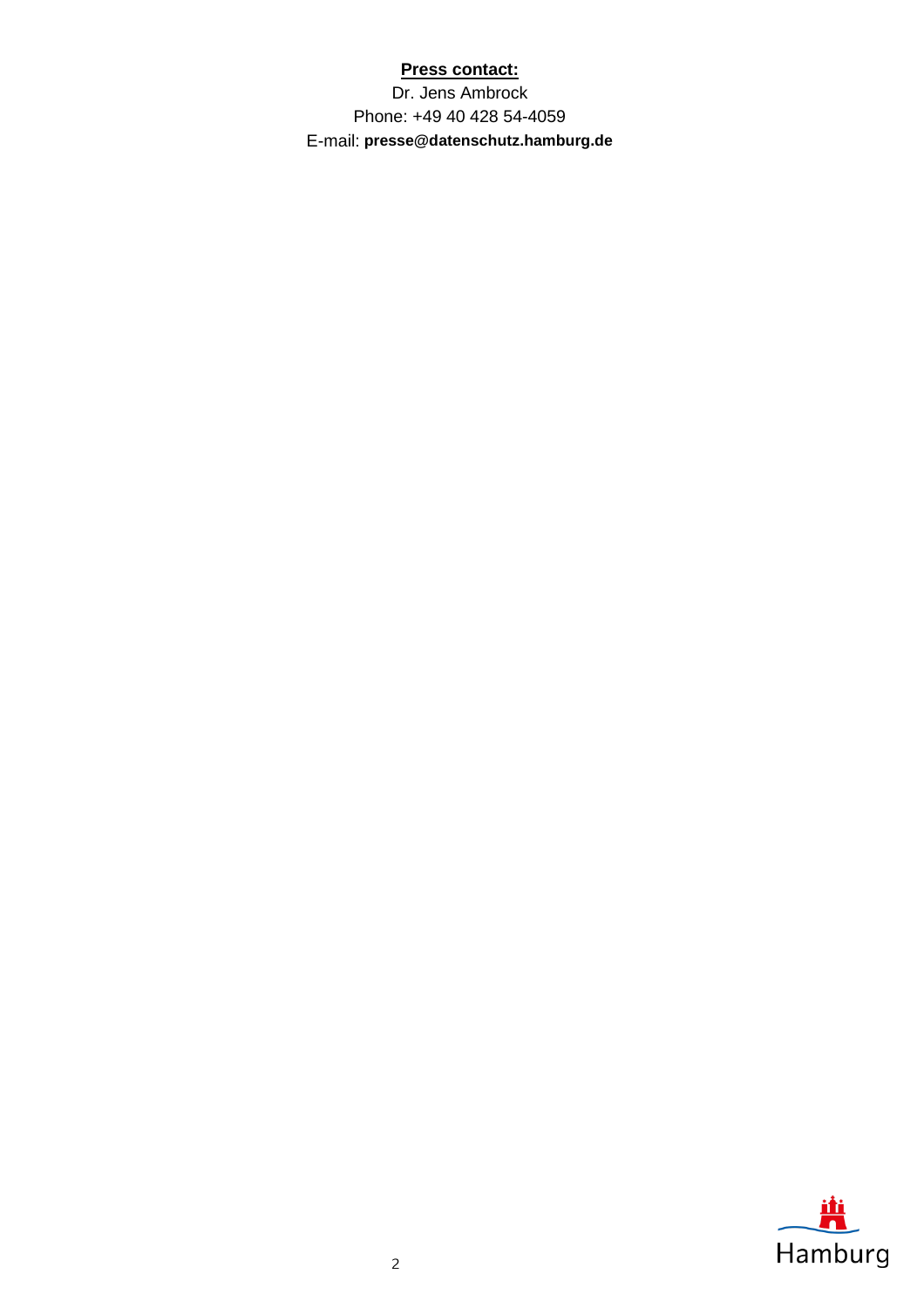**Press contact:**

Dr. Jens Ambrock

Phone: +49 40 428 54-4059

E-mail: **presse@datenschutz.hamburg.de**